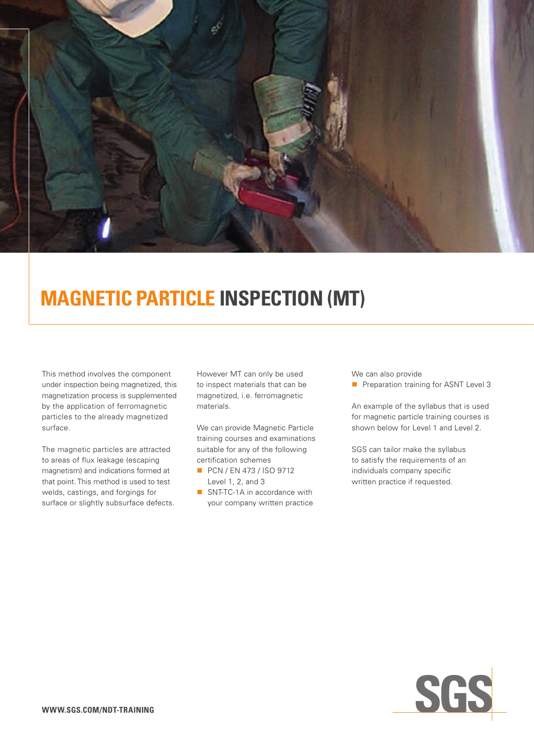# MAGNETIC PARTICLE INSPECTION (MT)

This method involves the component under inspection being magnetized, this magnetization process is supplemented by the application of ferromagnetic particles to the already magnetized surface.

The magnetic particles are attracted to areas of flux leakage (escaping magnetism) and indications formed at that point. This method is used to test welds, castings, and forgings for surface or slightly subsurface defects.

However MT can only be used to inspect materials that can be magnetized, i.e. ferromagnetic materials.

We can provide Magnetic Particle training courses and examinations suitable for any of the following certification schemes

- PCN / EN 473 / ISO 9712 Level 1, 2, and 3
- SNT-TC-1A in accordance with your company written practice

We can also provide

- Preparation training for ASNT Level 3

An example of the syllabus that is used for magnetic particle training courses is shown below for Level 1 and Level 2.

SGS can tailor make the syllabus to satisfy the requirements of an individuals company specific written practice if requested.

**WWW.SGS.COM/NDT-TRAINING**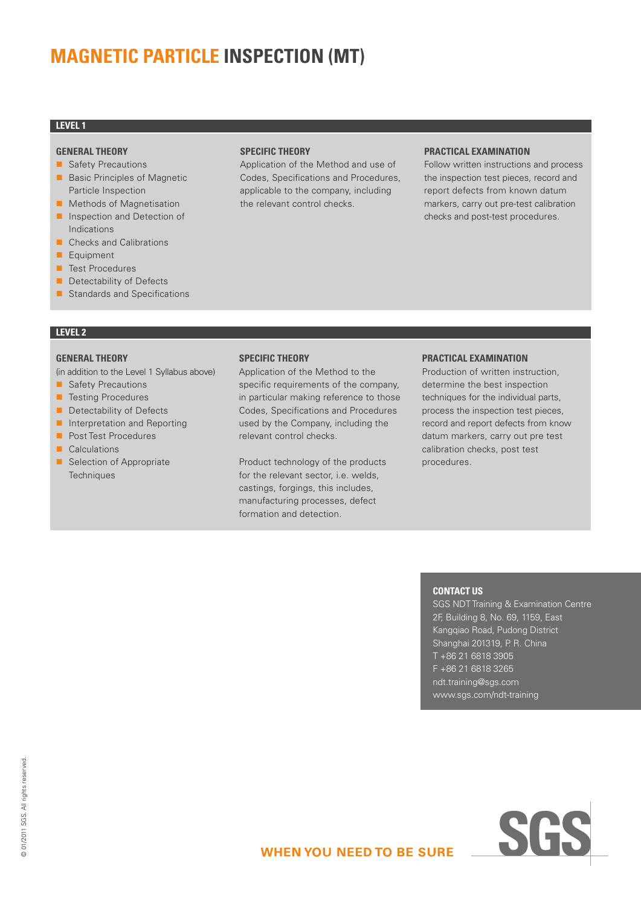# MAGNETIC PARTICLE INSPECTION (MT)

## LEVEL 1

### GENERAL THEORY

- Safety Precautions
- Basic Principles of Magnetic Particle Inspection
- Methods of Magnetisation
- Inspection and Detection of Indications
- Checks and Calibrations
- Equipment
- Test Procedures
- Detectability of Defects
- Standards and Specifications

### SPECIFIC THEORY

Application of the Method and use of Codes, Specifications and Procedures, applicable to the company, including the relevant control checks.

### PRACTICAL EXAMINATION

Follow written instructions and process the inspection test pieces, record and report defects from known datum markers, carry out pre-test calibration checks and post-test procedures.

## LEVEL 2

### GENERAL THEORY

(in addition to the Level 1 Syllabus above)

- Safety Precautions
- Testing Procedures
- Detectability of Defects
- Interpretation and Reporting
- Post Test Procedures
- Calculations
- Selection of Appropriate Techniques

### SPECIFIC THEORY

Application of the Method to the specific requirements of the company, in particular making reference to those Codes, Specifications and Procedures used by the Company, including the relevant control checks.

Product technology of the products for the relevant sector, i.e. welds, castings, forgings, this includes, manufacturing processes, defect formation and detection.

### PRACTICAL EXAMINATION

Production of written instruction, determine the best inspection techniques for the individual parts, process the inspection test pieces, record and report defects from know datum markers, carry out pre test calibration checks, post test procedures.

### CONTACT US

SGS NDT Training & Examination Centre
2F, Building 8, No. 69, 1159, East Kangqiao Road, Pudong District
Shanghai 201319, P. R. China
T +86 21 6818 3905
F +86 21 6818 3265
ndt.training@sgs.com
www.sgs.com/ndt-training

© 01/2011 SGS. All rights reserved.

WHEN YOU NEED TO BE SURE

SGS